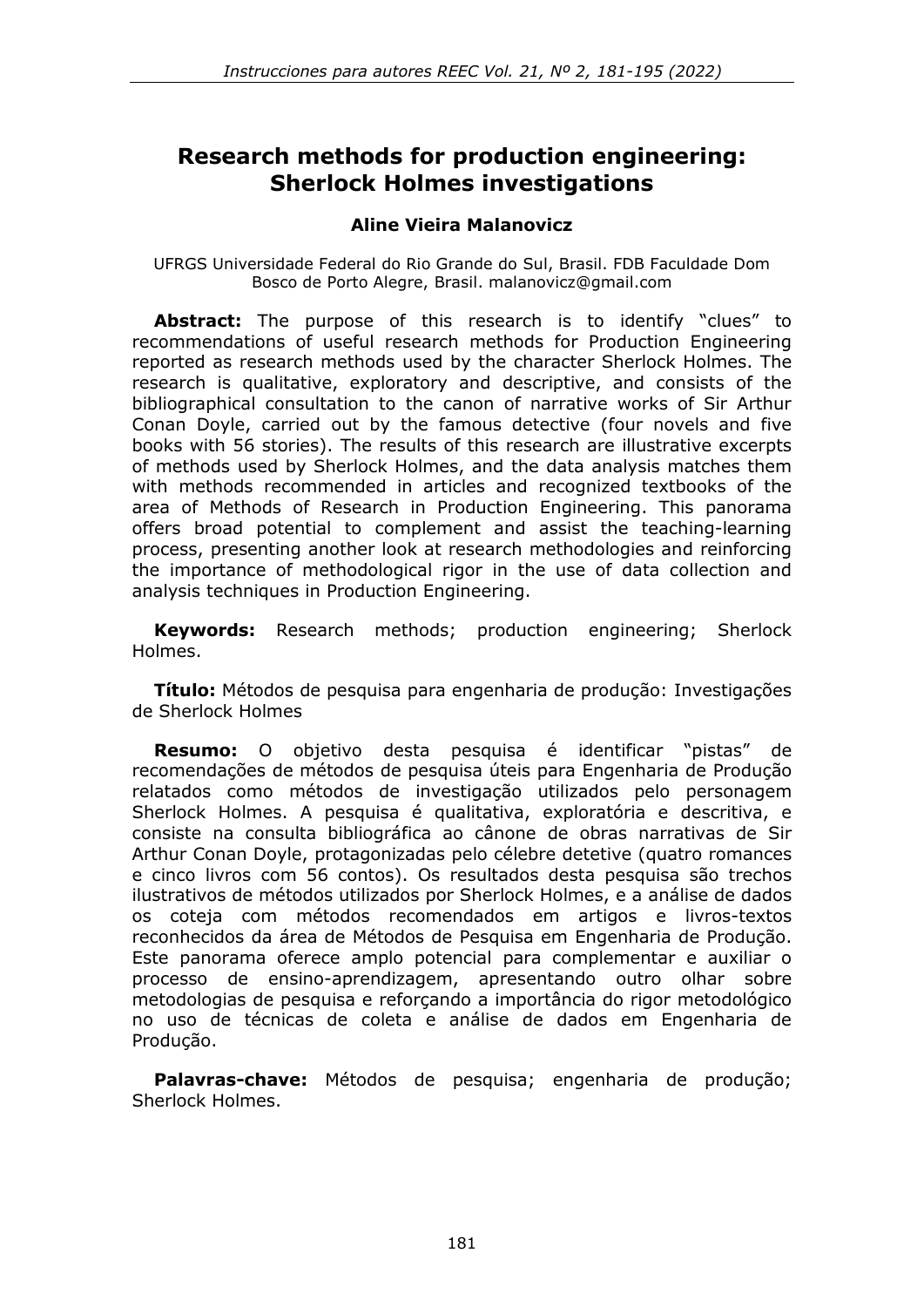# Research methods for production engineering: Sherlock Holmes investigations

**Aline Vieira Malanovicz**

UFRGS Universidade Federal do Rio Grande do Sul, Brasil. FDB Faculdade Dom Bosco de Porto Alegre, Brasil. malanovicz@gmail.com

**Abstract:** The purpose of this research is to identify "clues" to recommendations of useful research methods for Production Engineering reported as research methods used by the character Sherlock Holmes. The research is qualitative, exploratory and descriptive, and consists of the bibliographical consultation to the canon of narrative works of Sir Arthur Conan Doyle, carried out by the famous detective (four novels and five books with 56 stories). The results of this research are illustrative excerpts of methods used by Sherlock Holmes, and the data analysis matches them with methods recommended in articles and recognized textbooks of the area of Methods of Research in Production Engineering. This panorama offers broad potential to complement and assist the teaching-learning process, presenting another look at research methodologies and reinforcing the importance of methodological rigor in the use of data collection and analysis techniques in Production Engineering.

**Keywords:** Research methods; production engineering; Sherlock Holmes.

**Título:** Métodos de pesquisa para engenharia de produção: Investigações de Sherlock Holmes

**Resumo:** O objetivo desta pesquisa é identificar "pistas" de recomendações de métodos de pesquisa úteis para Engenharia de Produção relatados como métodos de investigação utilizados pelo personagem Sherlock Holmes. A pesquisa é qualitativa, exploratória e descritiva, e consiste na consulta bibliográfica ao cânone de obras narrativas de Sir Arthur Conan Doyle, protagonizadas pelo célebre detetive (quatro romances e cinco livros com 56 contos). Os resultados desta pesquisa são trechos ilustrativos de métodos utilizados por Sherlock Holmes, e a análise de dados os coteja com métodos recomendados em artigos e livros-textos reconhecidos da área de Métodos de Pesquisa em Engenharia de Produção. Este panorama oferece amplo potencial para complementar e auxiliar o processo de ensino-aprendizagem, apresentando outro olhar sobre metodologias de pesquisa e reforçando a importância do rigor metodológico no uso de técnicas de coleta e análise de dados em Engenharia de Produção.

**Palavras-chave:** Métodos de pesquisa; engenharia de produção; Sherlock Holmes.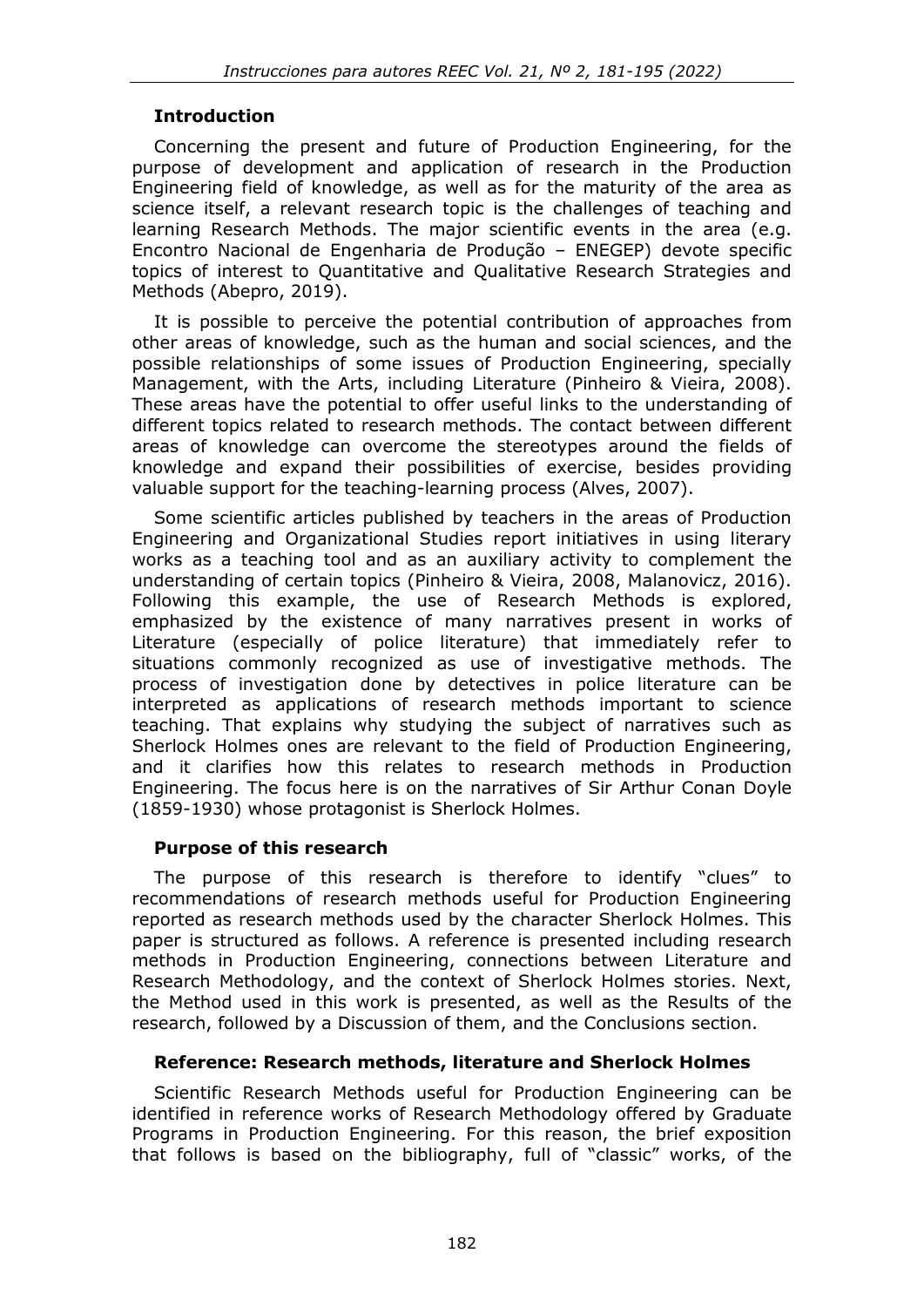## Introduction

Concerning the present and future of Production Engineering, for the purpose of development and application of research in the Production Engineering field of knowledge, as well as for the maturity of the area as science itself, a relevant research topic is the challenges of teaching and learning Research Methods. The major scientific events in the area (e.g. Encontro Nacional de Engenharia de Produção – ENEGEP) devote specific topics of interest to Quantitative and Qualitative Research Strategies and Methods (Abepro, 2019).

It is possible to perceive the potential contribution of approaches from other areas of knowledge, such as the human and social sciences, and the possible relationships of some issues of Production Engineering, specially Management, with the Arts, including Literature (Pinheiro & Vieira, 2008). These areas have the potential to offer useful links to the understanding of different topics related to research methods. The contact between different areas of knowledge can overcome the stereotypes around the fields of knowledge and expand their possibilities of exercise, besides providing valuable support for the teaching-learning process (Alves, 2007).

Some scientific articles published by teachers in the areas of Production Engineering and Organizational Studies report initiatives in using literary works as a teaching tool and as an auxiliary activity to complement the understanding of certain topics (Pinheiro & Vieira, 2008, Malanovicz, 2016). Following this example, the use of Research Methods is explored, emphasized by the existence of many narratives present in works of Literature (especially of police literature) that immediately refer to situations commonly recognized as use of investigative methods. The process of investigation done by detectives in police literature can be interpreted as applications of research methods important to science teaching. That explains why studying the subject of narratives such as Sherlock Holmes ones are relevant to the field of Production Engineering, and it clarifies how this relates to research methods in Production Engineering. The focus here is on the narratives of Sir Arthur Conan Doyle (1859-1930) whose protagonist is Sherlock Holmes.

## Purpose of this research

The purpose of this research is therefore to identify "clues" to recommendations of research methods useful for Production Engineering reported as research methods used by the character Sherlock Holmes. This paper is structured as follows. A reference is presented including research methods in Production Engineering, connections between Literature and Research Methodology, and the context of Sherlock Holmes stories. Next, the Method used in this work is presented, as well as the Results of the research, followed by a Discussion of them, and the Conclusions section.

## Reference: Research methods, literature and Sherlock Holmes

Scientific Research Methods useful for Production Engineering can be identified in reference works of Research Methodology offered by Graduate Programs in Production Engineering. For this reason, the brief exposition that follows is based on the bibliography, full of "classic" works, of the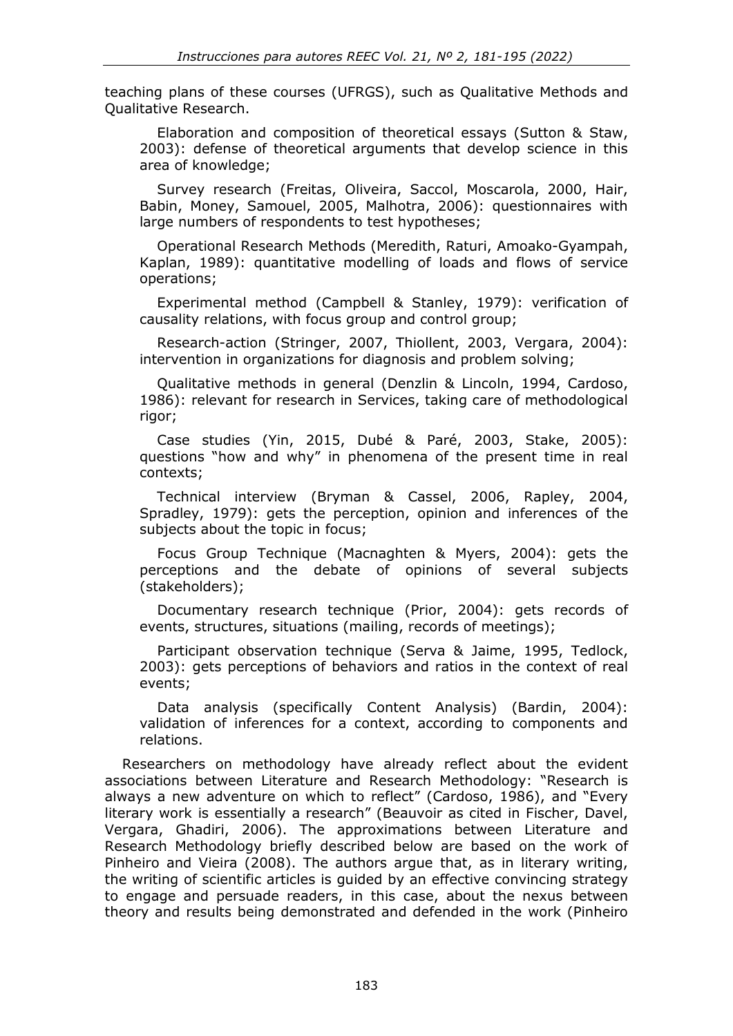teaching plans of these courses (UFRGS), such as Qualitative Methods and Qualitative Research.

Elaboration and composition of theoretical essays (Sutton & Staw, 2003): defense of theoretical arguments that develop science in this area of knowledge;

Survey research (Freitas, Oliveira, Saccol, Moscarola, 2000, Hair, Babin, Money, Samouel, 2005, Malhotra, 2006): questionnaires with large numbers of respondents to test hypotheses;

Operational Research Methods (Meredith, Raturi, Amoako-Gyampah, Kaplan, 1989): quantitative modelling of loads and flows of service operations;

Experimental method (Campbell & Stanley, 1979): verification of causality relations, with focus group and control group;

Research-action (Stringer, 2007, Thiollent, 2003, Vergara, 2004): intervention in organizations for diagnosis and problem solving;

Qualitative methods in general (Denzlin & Lincoln, 1994, Cardoso, 1986): relevant for research in Services, taking care of methodological rigor;

Case studies (Yin, 2015, Dubé & Paré, 2003, Stake, 2005): questions "how and why" in phenomena of the present time in real contexts;

Technical interview (Bryman & Cassel, 2006, Rapley, 2004, Spradley, 1979): gets the perception, opinion and inferences of the subjects about the topic in focus;

Focus Group Technique (Macnaghten & Myers, 2004): gets the perceptions and the debate of opinions of several subjects (stakeholders);

Documentary research technique (Prior, 2004): gets records of events, structures, situations (mailing, records of meetings);

Participant observation technique (Serva & Jaime, 1995, Tedlock, 2003): gets perceptions of behaviors and ratios in the context of real events;

Data analysis (specifically Content Analysis) (Bardin, 2004): validation of inferences for a context, according to components and relations.

Researchers on methodology have already reflect about the evident associations between Literature and Research Methodology: "Research is always a new adventure on which to reflect" (Cardoso, 1986), and "Every literary work is essentially a research" (Beauvoir as cited in Fischer, Davel, Vergara, Ghadiri, 2006). The approximations between Literature and Research Methodology briefly described below are based on the work of Pinheiro and Vieira (2008). The authors argue that, as in literary writing, the writing of scientific articles is guided by an effective convincing strategy to engage and persuade readers, in this case, about the nexus between theory and results being demonstrated and defended in the work (Pinheiro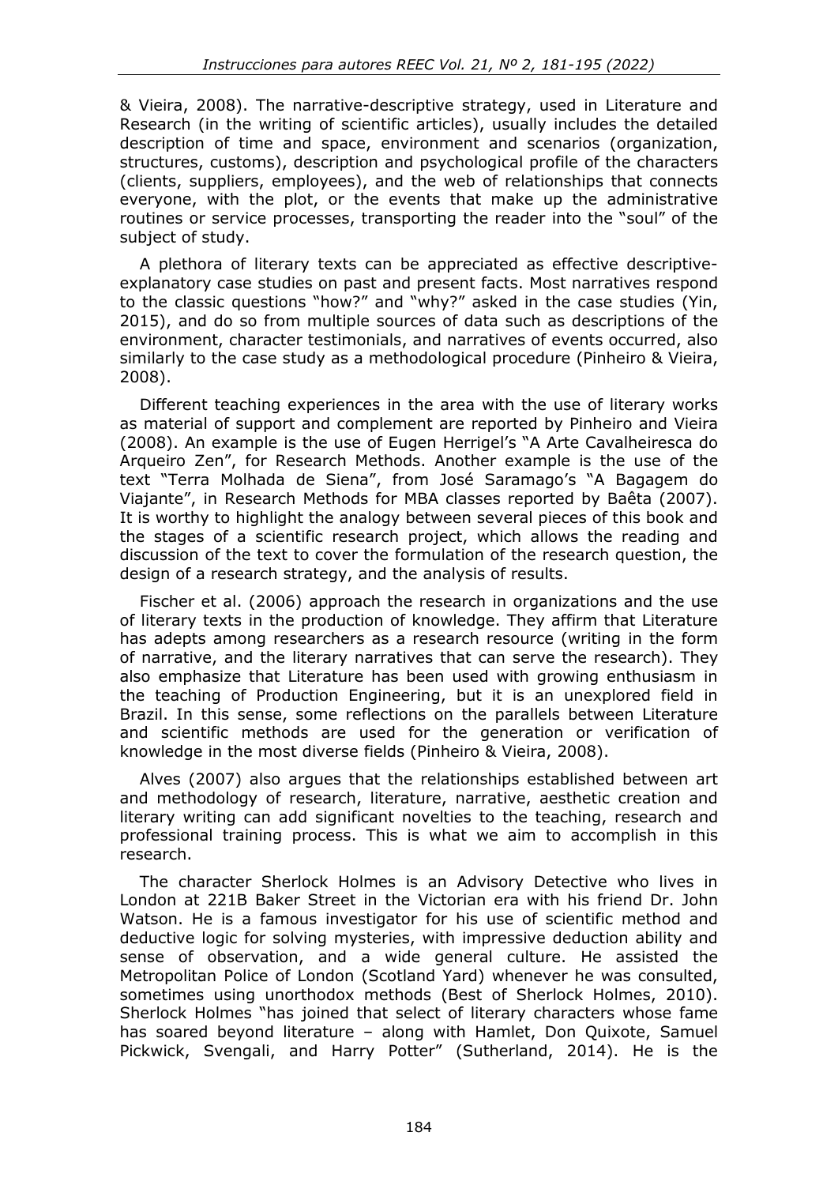& Vieira, 2008). The narrative-descriptive strategy, used in Literature and Research (in the writing of scientific articles), usually includes the detailed description of time and space, environment and scenarios (organization, structures, customs), description and psychological profile of the characters (clients, suppliers, employees), and the web of relationships that connects everyone, with the plot, or the events that make up the administrative routines or service processes, transporting the reader into the "soul" of the subject of study.

A plethora of literary texts can be appreciated as effective descriptive-explanatory case studies on past and present facts. Most narratives respond to the classic questions "how?" and "why?" asked in the case studies (Yin, 2015), and do so from multiple sources of data such as descriptions of the environment, character testimonials, and narratives of events occurred, also similarly to the case study as a methodological procedure (Pinheiro & Vieira, 2008).

Different teaching experiences in the area with the use of literary works as material of support and complement are reported by Pinheiro and Vieira (2008). An example is the use of Eugen Herrigel's "A Arte Cavalheiresca do Arqueiro Zen", for Research Methods. Another example is the use of the text "Terra Molhada de Siena", from José Saramago's "A Bagagem do Viajante", in Research Methods for MBA classes reported by Baêta (2007). It is worthy to highlight the analogy between several pieces of this book and the stages of a scientific research project, which allows the reading and discussion of the text to cover the formulation of the research question, the design of a research strategy, and the analysis of results.

Fischer et al. (2006) approach the research in organizations and the use of literary texts in the production of knowledge. They affirm that Literature has adepts among researchers as a research resource (writing in the form of narrative, and the literary narratives that can serve the research). They also emphasize that Literature has been used with growing enthusiasm in the teaching of Production Engineering, but it is an unexplored field in Brazil. In this sense, some reflections on the parallels between Literature and scientific methods are used for the generation or verification of knowledge in the most diverse fields (Pinheiro & Vieira, 2008).

Alves (2007) also argues that the relationships established between art and methodology of research, literature, narrative, aesthetic creation and literary writing can add significant novelties to the teaching, research and professional training process. This is what we aim to accomplish in this research.

The character Sherlock Holmes is an Advisory Detective who lives in London at 221B Baker Street in the Victorian era with his friend Dr. John Watson. He is a famous investigator for his use of scientific method and deductive logic for solving mysteries, with impressive deduction ability and sense of observation, and a wide general culture. He assisted the Metropolitan Police of London (Scotland Yard) whenever he was consulted, sometimes using unorthodox methods (Best of Sherlock Holmes, 2010). Sherlock Holmes "has joined that select of literary characters whose fame has soared beyond literature – along with Hamlet, Don Quixote, Samuel Pickwick, Svengali, and Harry Potter" (Sutherland, 2014). He is the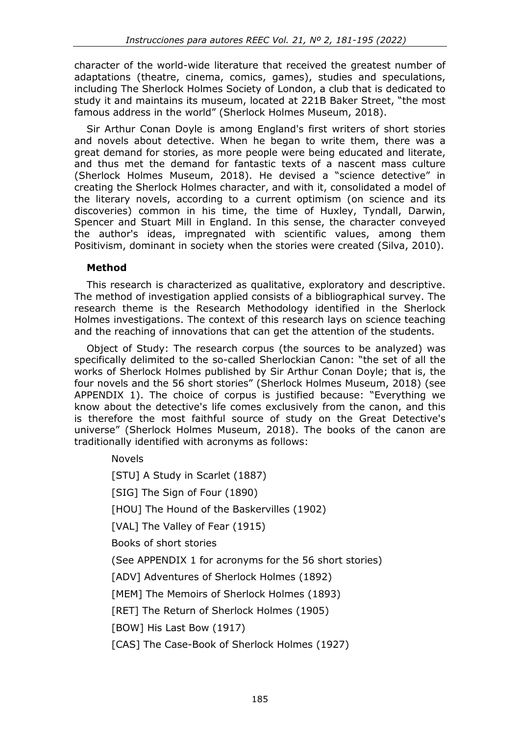character of the world-wide literature that received the greatest number of adaptations (theatre, cinema, comics, games), studies and speculations, including The Sherlock Holmes Society of London, a club that is dedicated to study it and maintains its museum, located at 221B Baker Street, "the most famous address in the world" (Sherlock Holmes Museum, 2018).

Sir Arthur Conan Doyle is among England's first writers of short stories and novels about detective. When he began to write them, there was a great demand for stories, as more people were being educated and literate, and thus met the demand for fantastic texts of a nascent mass culture (Sherlock Holmes Museum, 2018). He devised a "science detective" in creating the Sherlock Holmes character, and with it, consolidated a model of the literary novels, according to a current optimism (on science and its discoveries) common in his time, the time of Huxley, Tyndall, Darwin, Spencer and Stuart Mill in England. In this sense, the character conveyed the author's ideas, impregnated with scientific values, among them Positivism, dominant in society when the stories were created (Silva, 2010).

**Method**

This research is characterized as qualitative, exploratory and descriptive. The method of investigation applied consists of a bibliographical survey. The research theme is the Research Methodology identified in the Sherlock Holmes investigations. The context of this research lays on science teaching and the reaching of innovations that can get the attention of the students.

Object of Study: The research corpus (the sources to be analyzed) was specifically delimited to the so-called Sherlockian Canon: "the set of all the works of Sherlock Holmes published by Sir Arthur Conan Doyle; that is, the four novels and the 56 short stories" (Sherlock Holmes Museum, 2018) (see APPENDIX 1). The choice of corpus is justified because: "Everything we know about the detective's life comes exclusively from the canon, and this is therefore the most faithful source of study on the Great Detective's universe" (Sherlock Holmes Museum, 2018). The books of the canon are traditionally identified with acronyms as follows:

Novels

[STU] A Study in Scarlet (1887)

[SIG] The Sign of Four (1890)

[HOU] The Hound of the Baskervilles (1902)

[VAL] The Valley of Fear (1915)

Books of short stories

(See APPENDIX 1 for acronyms for the 56 short stories)

[ADV] Adventures of Sherlock Holmes (1892)

[MEM] The Memoirs of Sherlock Holmes (1893)

[RET] The Return of Sherlock Holmes (1905)

[BOW] His Last Bow (1917)

[CAS] The Case-Book of Sherlock Holmes (1927)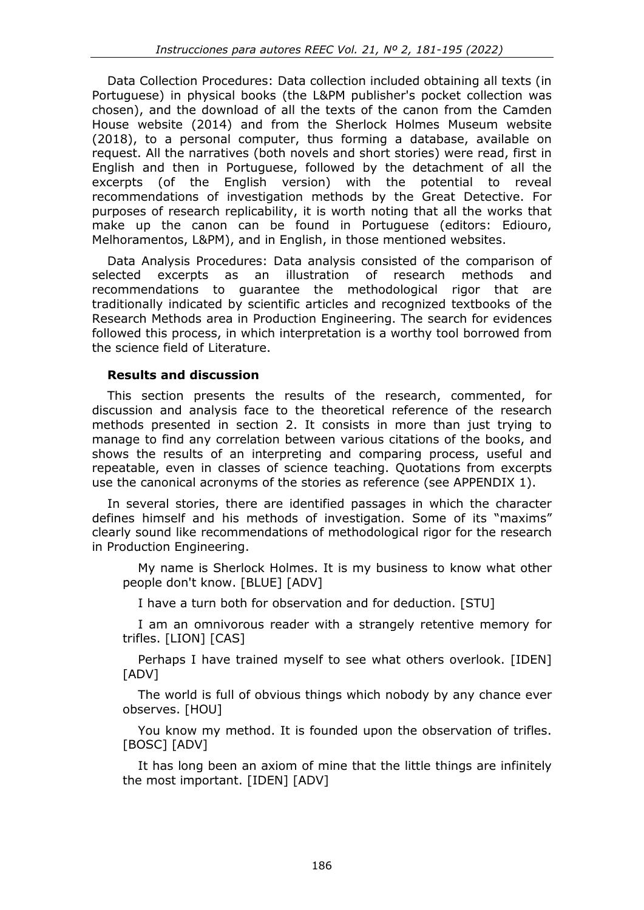Data Collection Procedures: Data collection included obtaining all texts (in Portuguese) in physical books (the L&PM publisher's pocket collection was chosen), and the download of all the texts of the canon from the Camden House website (2014) and from the Sherlock Holmes Museum website (2018), to a personal computer, thus forming a database, available on request. All the narratives (both novels and short stories) were read, first in English and then in Portuguese, followed by the detachment of all the excerpts (of the English version) with the potential to reveal recommendations of investigation methods by the Great Detective. For purposes of research replicability, it is worth noting that all the works that make up the canon can be found in Portuguese (editors: Ediouro, Melhoramentos, L&PM), and in English, in those mentioned websites.

Data Analysis Procedures: Data analysis consisted of the comparison of selected excerpts as an illustration of research methods and recommendations to guarantee the methodological rigor that are traditionally indicated by scientific articles and recognized textbooks of the Research Methods area in Production Engineering. The search for evidences followed this process, in which interpretation is a worthy tool borrowed from the science field of Literature.

## Results and discussion

This section presents the results of the research, commented, for discussion and analysis face to the theoretical reference of the research methods presented in section 2. It consists in more than just trying to manage to find any correlation between various citations of the books, and shows the results of an interpreting and comparing process, useful and repeatable, even in classes of science teaching. Quotations from excerpts use the canonical acronyms of the stories as reference (see APPENDIX 1).

In several stories, there are identified passages in which the character defines himself and his methods of investigation. Some of its "maxims" clearly sound like recommendations of methodological rigor for the research in Production Engineering.

> My name is Sherlock Holmes. It is my business to know what other people don't know. [BLUE] [ADV]

> I have a turn both for observation and for deduction. [STU]

> I am an omnivorous reader with a strangely retentive memory for trifles. [LION] [CAS]

> Perhaps I have trained myself to see what others overlook. [IDEN] [ADV]

> The world is full of obvious things which nobody by any chance ever observes. [HOU]

> You know my method. It is founded upon the observation of trifles. [BOSC] [ADV]

> It has long been an axiom of mine that the little things are infinitely the most important. [IDEN] [ADV]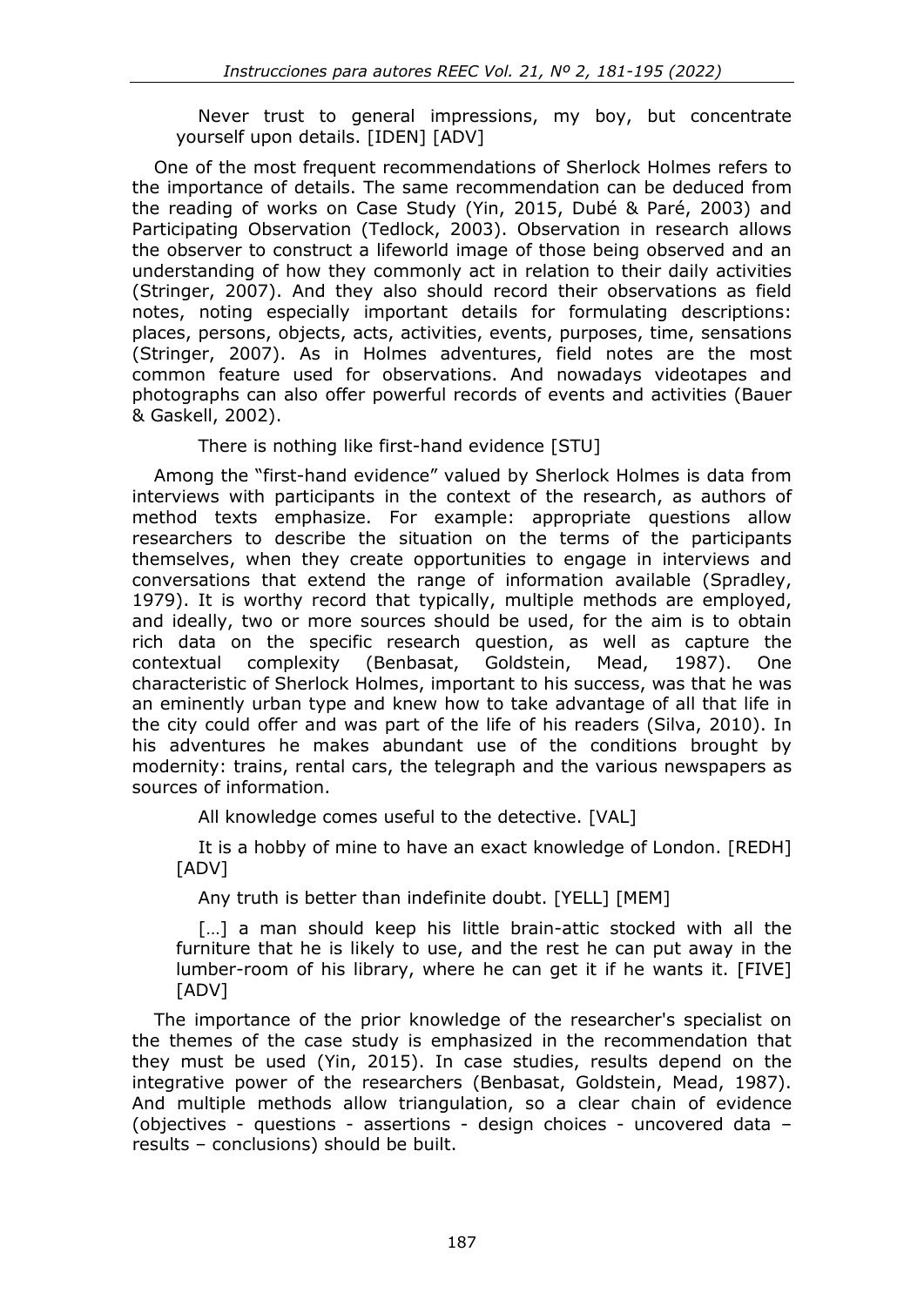> Never trust to general impressions, my boy, but concentrate yourself upon details. [IDEN] [ADV]

One of the most frequent recommendations of Sherlock Holmes refers to the importance of details. The same recommendation can be deduced from the reading of works on Case Study (Yin, 2015, Dubé & Paré, 2003) and Participating Observation (Tedlock, 2003). Observation in research allows the observer to construct a lifeworld image of those being observed and an understanding of how they commonly act in relation to their daily activities (Stringer, 2007). And they also should record their observations as field notes, noting especially important details for formulating descriptions: places, persons, objects, acts, activities, events, purposes, time, sensations (Stringer, 2007). As in Holmes adventures, field notes are the most common feature used for observations. And nowadays videotapes and photographs can also offer powerful records of events and activities (Bauer & Gaskell, 2002).

> There is nothing like first-hand evidence [STU]

Among the "first-hand evidence" valued by Sherlock Holmes is data from interviews with participants in the context of the research, as authors of method texts emphasize. For example: appropriate questions allow researchers to describe the situation on the terms of the participants themselves, when they create opportunities to engage in interviews and conversations that extend the range of information available (Spradley, 1979). It is worthy record that typically, multiple methods are employed, and ideally, two or more sources should be used, for the aim is to obtain rich data on the specific research question, as well as capture the contextual complexity (Benbasat, Goldstein, Mead, 1987). One characteristic of Sherlock Holmes, important to his success, was that he was an eminently urban type and knew how to take advantage of all that life in the city could offer and was part of the life of his readers (Silva, 2010). In his adventures he makes abundant use of the conditions brought by modernity: trains, rental cars, the telegraph and the various newspapers as sources of information.

> All knowledge comes useful to the detective. [VAL]

> It is a hobby of mine to have an exact knowledge of London. [REDH] [ADV]

> Any truth is better than indefinite doubt. [YELL] [MEM]

> […] a man should keep his little brain-attic stocked with all the furniture that he is likely to use, and the rest he can put away in the lumber-room of his library, where he can get it if he wants it. [FIVE] [ADV]

The importance of the prior knowledge of the researcher's specialist on the themes of the case study is emphasized in the recommendation that they must be used (Yin, 2015). In case studies, results depend on the integrative power of the researchers (Benbasat, Goldstein, Mead, 1987). And multiple methods allow triangulation, so a clear chain of evidence (objectives - questions - assertions - design choices - uncovered data – results – conclusions) should be built.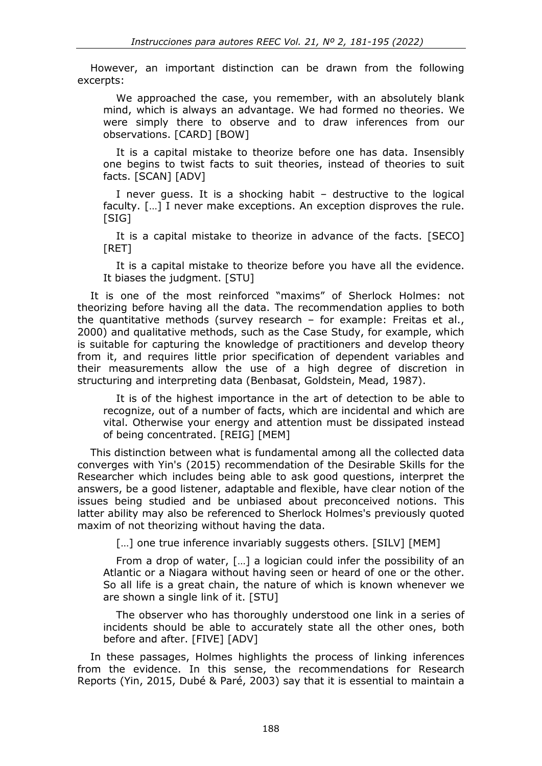However, an important distinction can be drawn from the following excerpts:

> We approached the case, you remember, with an absolutely blank mind, which is always an advantage. We had formed no theories. We were simply there to observe and to draw inferences from our observations. [CARD] [BOW]

> It is a capital mistake to theorize before one has data. Insensibly one begins to twist facts to suit theories, instead of theories to suit facts. [SCAN] [ADV]

> I never guess. It is a shocking habit – destructive to the logical faculty. […] I never make exceptions. An exception disproves the rule. [SIG]

> It is a capital mistake to theorize in advance of the facts. [SECO] [RET]

> It is a capital mistake to theorize before you have all the evidence. It biases the judgment. [STU]

It is one of the most reinforced "maxims" of Sherlock Holmes: not theorizing before having all the data. The recommendation applies to both the quantitative methods (survey research – for example: Freitas et al., 2000) and qualitative methods, such as the Case Study, for example, which is suitable for capturing the knowledge of practitioners and develop theory from it, and requires little prior specification of dependent variables and their measurements allow the use of a high degree of discretion in structuring and interpreting data (Benbasat, Goldstein, Mead, 1987).

> It is of the highest importance in the art of detection to be able to recognize, out of a number of facts, which are incidental and which are vital. Otherwise your energy and attention must be dissipated instead of being concentrated. [REIG] [MEM]

This distinction between what is fundamental among all the collected data converges with Yin's (2015) recommendation of the Desirable Skills for the Researcher which includes being able to ask good questions, interpret the answers, be a good listener, adaptable and flexible, have clear notion of the issues being studied and be unbiased about preconceived notions. This latter ability may also be referenced to Sherlock Holmes's previously quoted maxim of not theorizing without having the data.

> […] one true inference invariably suggests others. [SILV] [MEM]

> From a drop of water, […] a logician could infer the possibility of an Atlantic or a Niagara without having seen or heard of one or the other. So all life is a great chain, the nature of which is known whenever we are shown a single link of it. [STU]

> The observer who has thoroughly understood one link in a series of incidents should be able to accurately state all the other ones, both before and after. [FIVE] [ADV]

In these passages, Holmes highlights the process of linking inferences from the evidence. In this sense, the recommendations for Research Reports (Yin, 2015, Dubé & Paré, 2003) say that it is essential to maintain a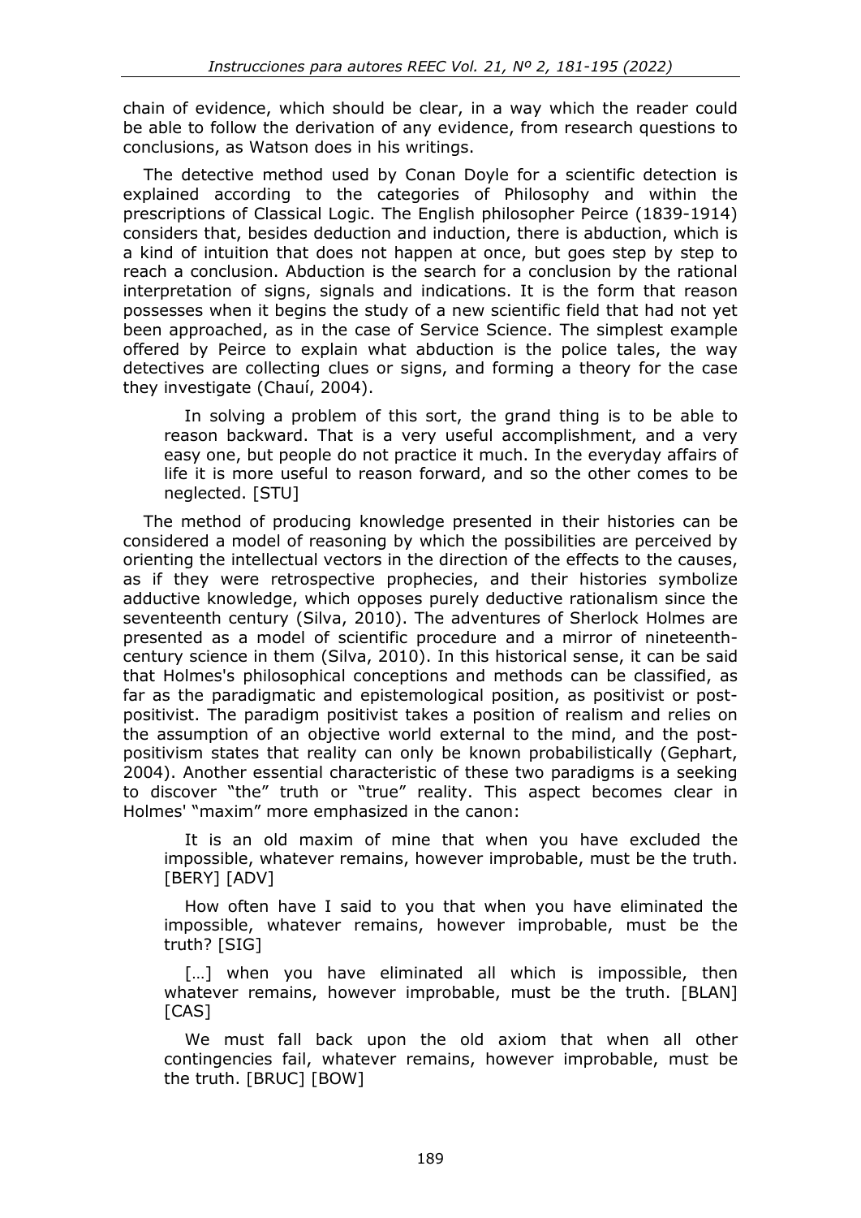chain of evidence, which should be clear, in a way which the reader could be able to follow the derivation of any evidence, from research questions to conclusions, as Watson does in his writings.

The detective method used by Conan Doyle for a scientific detection is explained according to the categories of Philosophy and within the prescriptions of Classical Logic. The English philosopher Peirce (1839-1914) considers that, besides deduction and induction, there is abduction, which is a kind of intuition that does not happen at once, but goes step by step to reach a conclusion. Abduction is the search for a conclusion by the rational interpretation of signs, signals and indications. It is the form that reason possesses when it begins the study of a new scientific field that had not yet been approached, as in the case of Service Science. The simplest example offered by Peirce to explain what abduction is the police tales, the way detectives are collecting clues or signs, and forming a theory for the case they investigate (Chauí, 2004).

> In solving a problem of this sort, the grand thing is to be able to reason backward. That is a very useful accomplishment, and a very easy one, but people do not practice it much. In the everyday affairs of life it is more useful to reason forward, and so the other comes to be neglected. [STU]

The method of producing knowledge presented in their histories can be considered a model of reasoning by which the possibilities are perceived by orienting the intellectual vectors in the direction of the effects to the causes, as if they were retrospective prophecies, and their histories symbolize adductive knowledge, which opposes purely deductive rationalism since the seventeenth century (Silva, 2010). The adventures of Sherlock Holmes are presented as a model of scientific procedure and a mirror of nineteenth-century science in them (Silva, 2010). In this historical sense, it can be said that Holmes's philosophical conceptions and methods can be classified, as far as the paradigmatic and epistemological position, as positivist or post-positivist. The paradigm positivist takes a position of realism and relies on the assumption of an objective world external to the mind, and the post-positivism states that reality can only be known probabilistically (Gephart, 2004). Another essential characteristic of these two paradigms is a seeking to discover "the" truth or "true" reality. This aspect becomes clear in Holmes' "maxim" more emphasized in the canon:

> It is an old maxim of mine that when you have excluded the impossible, whatever remains, however improbable, must be the truth. [BERY] [ADV]

> How often have I said to you that when you have eliminated the impossible, whatever remains, however improbable, must be the truth? [SIG]

> […] when you have eliminated all which is impossible, then whatever remains, however improbable, must be the truth. [BLAN] [CAS]

> We must fall back upon the old axiom that when all other contingencies fail, whatever remains, however improbable, must be the truth. [BRUC] [BOW]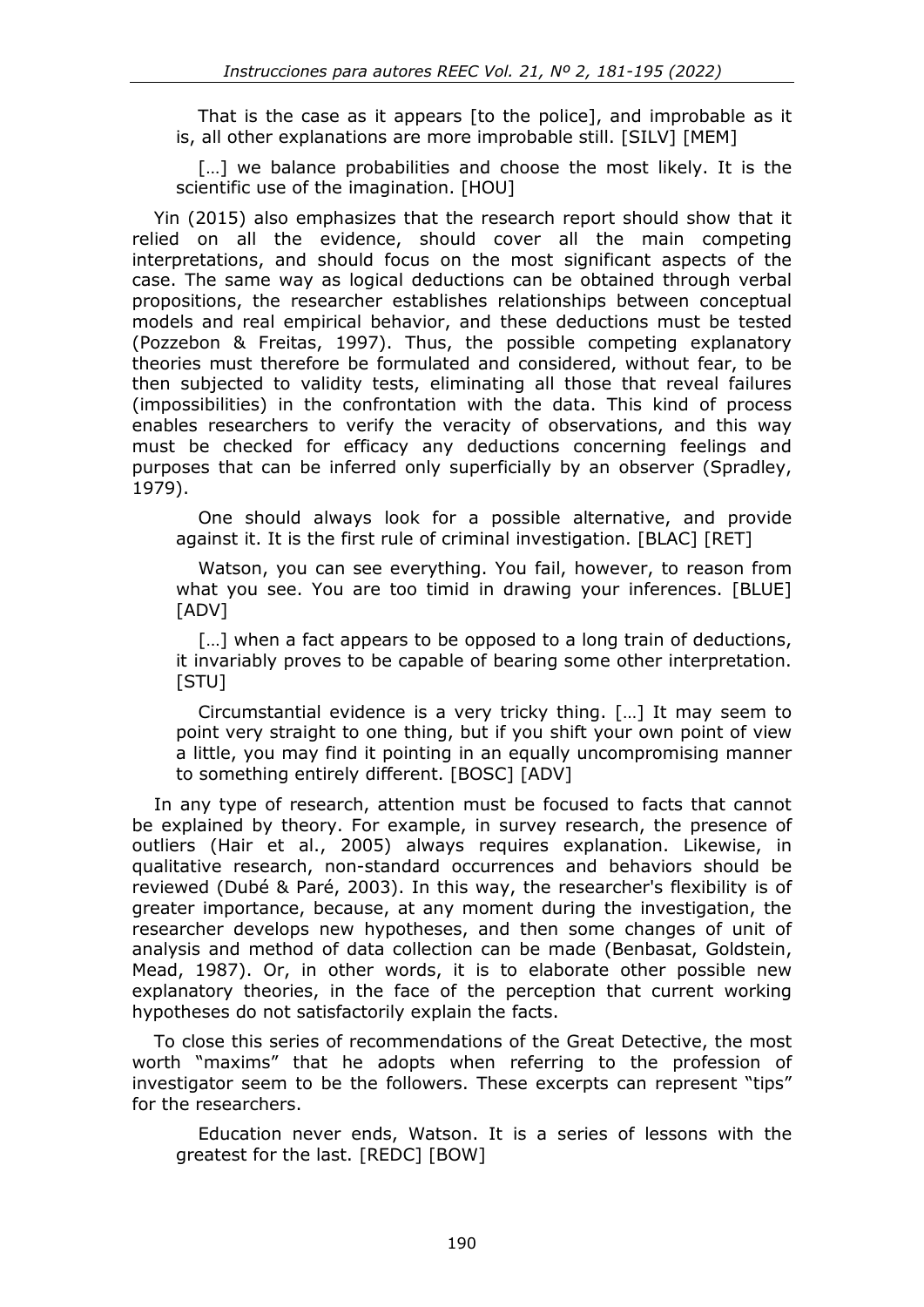> That is the case as it appears [to the police], and improbable as it is, all other explanations are more improbable still. [SILV] [MEM]

> […] we balance probabilities and choose the most likely. It is the scientific use of the imagination. [HOU]

Yin (2015) also emphasizes that the research report should show that it relied on all the evidence, should cover all the main competing interpretations, and should focus on the most significant aspects of the case. The same way as logical deductions can be obtained through verbal propositions, the researcher establishes relationships between conceptual models and real empirical behavior, and these deductions must be tested (Pozzebon & Freitas, 1997). Thus, the possible competing explanatory theories must therefore be formulated and considered, without fear, to be then subjected to validity tests, eliminating all those that reveal failures (impossibilities) in the confrontation with the data. This kind of process enables researchers to verify the veracity of observations, and this way must be checked for efficacy any deductions concerning feelings and purposes that can be inferred only superficially by an observer (Spradley, 1979).

> One should always look for a possible alternative, and provide against it. It is the first rule of criminal investigation. [BLAC] [RET]

> Watson, you can see everything. You fail, however, to reason from what you see. You are too timid in drawing your inferences. [BLUE] [ADV]

> […] when a fact appears to be opposed to a long train of deductions, it invariably proves to be capable of bearing some other interpretation. [STU]

> Circumstantial evidence is a very tricky thing. […] It may seem to point very straight to one thing, but if you shift your own point of view a little, you may find it pointing in an equally uncompromising manner to something entirely different. [BOSC] [ADV]

In any type of research, attention must be focused to facts that cannot be explained by theory. For example, in survey research, the presence of outliers (Hair et al., 2005) always requires explanation. Likewise, in qualitative research, non-standard occurrences and behaviors should be reviewed (Dubé & Paré, 2003). In this way, the researcher's flexibility is of greater importance, because, at any moment during the investigation, the researcher develops new hypotheses, and then some changes of unit of analysis and method of data collection can be made (Benbasat, Goldstein, Mead, 1987). Or, in other words, it is to elaborate other possible new explanatory theories, in the face of the perception that current working hypotheses do not satisfactorily explain the facts.

To close this series of recommendations of the Great Detective, the most worth "maxims" that he adopts when referring to the profession of investigator seem to be the followers. These excerpts can represent "tips" for the researchers.

> Education never ends, Watson. It is a series of lessons with the greatest for the last. [REDC] [BOW]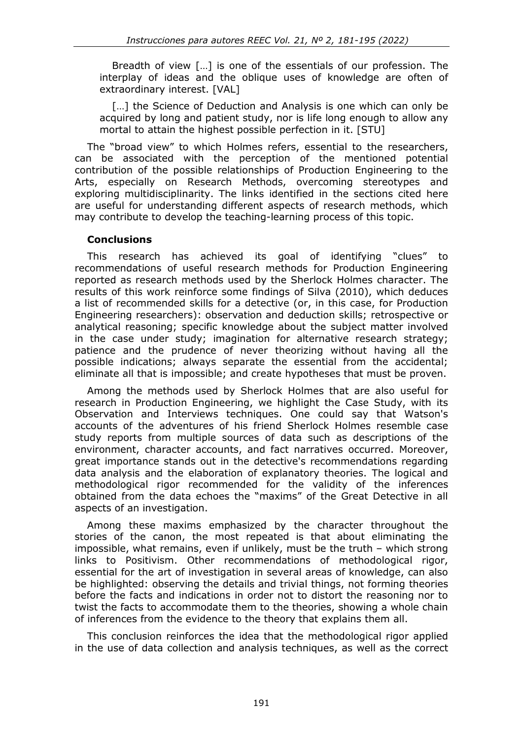> Breadth of view […] is one of the essentials of our profession. The interplay of ideas and the oblique uses of knowledge are often of extraordinary interest. [VAL]
>
> […] the Science of Deduction and Analysis is one which can only be acquired by long and patient study, nor is life long enough to allow any mortal to attain the highest possible perfection in it. [STU]

The "broad view" to which Holmes refers, essential to the researchers, can be associated with the perception of the mentioned potential contribution of the possible relationships of Production Engineering to the Arts, especially on Research Methods, overcoming stereotypes and exploring multidisciplinarity. The links identified in the sections cited here are useful for understanding different aspects of research methods, which may contribute to develop the teaching-learning process of this topic.

## Conclusions

This research has achieved its goal of identifying "clues" to recommendations of useful research methods for Production Engineering reported as research methods used by the Sherlock Holmes character. The results of this work reinforce some findings of Silva (2010), which deduces a list of recommended skills for a detective (or, in this case, for Production Engineering researchers): observation and deduction skills; retrospective or analytical reasoning; specific knowledge about the subject matter involved in the case under study; imagination for alternative research strategy; patience and the prudence of never theorizing without having all the possible indications; always separate the essential from the accidental; eliminate all that is impossible; and create hypotheses that must be proven.

Among the methods used by Sherlock Holmes that are also useful for research in Production Engineering, we highlight the Case Study, with its Observation and Interviews techniques. One could say that Watson's accounts of the adventures of his friend Sherlock Holmes resemble case study reports from multiple sources of data such as descriptions of the environment, character accounts, and fact narratives occurred. Moreover, great importance stands out in the detective's recommendations regarding data analysis and the elaboration of explanatory theories. The logical and methodological rigor recommended for the validity of the inferences obtained from the data echoes the "maxims" of the Great Detective in all aspects of an investigation.

Among these maxims emphasized by the character throughout the stories of the canon, the most repeated is that about eliminating the impossible, what remains, even if unlikely, must be the truth – which strong links to Positivism. Other recommendations of methodological rigor, essential for the art of investigation in several areas of knowledge, can also be highlighted: observing the details and trivial things, not forming theories before the facts and indications in order not to distort the reasoning nor to twist the facts to accommodate them to the theories, showing a whole chain of inferences from the evidence to the theory that explains them all.

This conclusion reinforces the idea that the methodological rigor applied in the use of data collection and analysis techniques, as well as the correct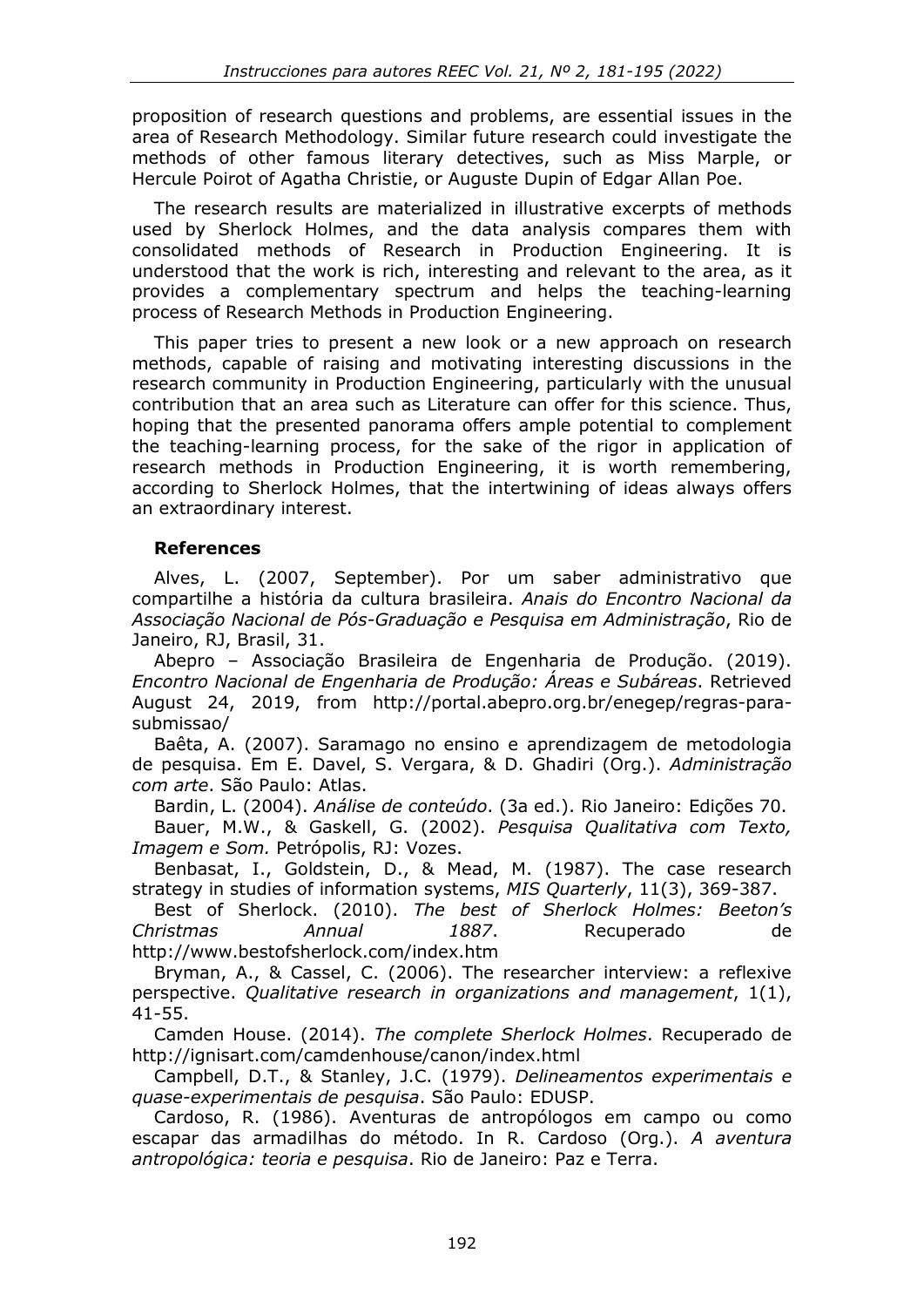proposition of research questions and problems, are essential issues in the area of Research Methodology. Similar future research could investigate the methods of other famous literary detectives, such as Miss Marple, or Hercule Poirot of Agatha Christie, or Auguste Dupin of Edgar Allan Poe.

The research results are materialized in illustrative excerpts of methods used by Sherlock Holmes, and the data analysis compares them with consolidated methods of Research in Production Engineering. It is understood that the work is rich, interesting and relevant to the area, as it provides a complementary spectrum and helps the teaching-learning process of Research Methods in Production Engineering.

This paper tries to present a new look or a new approach on research methods, capable of raising and motivating interesting discussions in the research community in Production Engineering, particularly with the unusual contribution that an area such as Literature can offer for this science. Thus, hoping that the presented panorama offers ample potential to complement the teaching-learning process, for the sake of the rigor in application of research methods in Production Engineering, it is worth remembering, according to Sherlock Holmes, that the intertwining of ideas always offers an extraordinary interest.

### References

Alves, L. (2007, September). Por um saber administrativo que compartilhe a história da cultura brasileira. *Anais do Encontro Nacional da Associação Nacional de Pós-Graduação e Pesquisa em Administração*, Rio de Janeiro, RJ, Brasil, 31.

Abepro – Associação Brasileira de Engenharia de Produção. (2019). *Encontro Nacional de Engenharia de Produção: Áreas e Subáreas*. Retrieved August 24, 2019, from http://portal.abepro.org.br/enegep/regras-para-submissao/

Baêta, A. (2007). Saramago no ensino e aprendizagem de metodologia de pesquisa. Em E. Davel, S. Vergara, & D. Ghadiri (Org.). *Administração com arte*. São Paulo: Atlas.

Bardin, L. (2004). *Análise de conteúdo*. (3a ed.). Rio Janeiro: Edições 70.

Bauer, M.W., & Gaskell, G. (2002). *Pesquisa Qualitativa com Texto, Imagem e Som.* Petrópolis, RJ: Vozes.

Benbasat, I., Goldstein, D., & Mead, M. (1987). The case research strategy in studies of information systems, *MIS Quarterly*, 11(3), 369-387.

Best of Sherlock. (2010). *The best of Sherlock Holmes: Beeton's Christmas Annual 1887*. Recuperado de http://www.bestofsherlock.com/index.htm

Bryman, A., & Cassel, C. (2006). The researcher interview: a reflexive perspective. *Qualitative research in organizations and management*, 1(1), 41-55.

Camden House. (2014). *The complete Sherlock Holmes*. Recuperado de http://ignisart.com/camdenhouse/canon/index.html

Campbell, D.T., & Stanley, J.C. (1979). *Delineamentos experimentais e quase-experimentais de pesquisa*. São Paulo: EDUSP.

Cardoso, R. (1986). Aventuras de antropólogos em campo ou como escapar das armadilhas do método. In R. Cardoso (Org.). *A aventura antropológica: teoria e pesquisa*. Rio de Janeiro: Paz e Terra.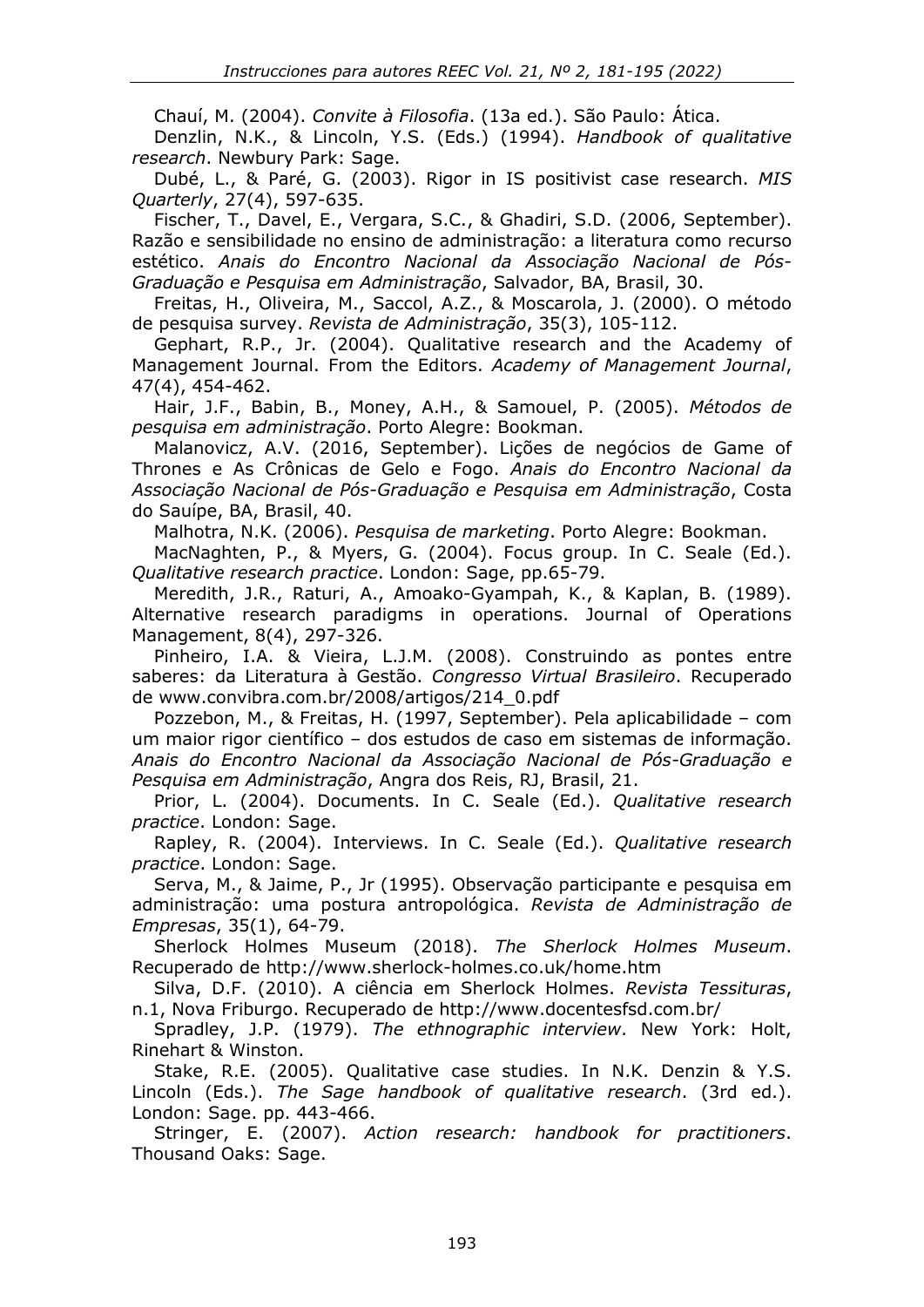Chauí, M. (2004). *Convite à Filosofia*. (13a ed.). São Paulo: Ática.

Denzlin, N.K., & Lincoln, Y.S. (Eds.) (1994). *Handbook of qualitative research*. Newbury Park: Sage.

Dubé, L., & Paré, G. (2003). Rigor in IS positivist case research. *MIS Quarterly*, 27(4), 597-635.

Fischer, T., Davel, E., Vergara, S.C., & Ghadiri, S.D. (2006, September). Razão e sensibilidade no ensino de administração: a literatura como recurso estético. *Anais do Encontro Nacional da Associação Nacional de Pós-Graduação e Pesquisa em Administração*, Salvador, BA, Brasil, 30.

Freitas, H., Oliveira, M., Saccol, A.Z., & Moscarola, J. (2000). O método de pesquisa survey. *Revista de Administração*, 35(3), 105-112.

Gephart, R.P., Jr. (2004). Qualitative research and the Academy of Management Journal. From the Editors. *Academy of Management Journal*, 47(4), 454-462.

Hair, J.F., Babin, B., Money, A.H., & Samouel, P. (2005). *Métodos de pesquisa em administração*. Porto Alegre: Bookman.

Malanovicz, A.V. (2016, September). Lições de negócios de Game of Thrones e As Crônicas de Gelo e Fogo. *Anais do Encontro Nacional da Associação Nacional de Pós-Graduação e Pesquisa em Administração*, Costa do Sauípe, BA, Brasil, 40.

Malhotra, N.K. (2006). *Pesquisa de marketing*. Porto Alegre: Bookman.

MacNaghten, P., & Myers, G. (2004). Focus group. In C. Seale (Ed.). *Qualitative research practice*. London: Sage, pp.65-79.

Meredith, J.R., Raturi, A., Amoako-Gyampah, K., & Kaplan, B. (1989). Alternative research paradigms in operations. Journal of Operations Management, 8(4), 297-326.

Pinheiro, I.A. & Vieira, L.J.M. (2008). Construindo as pontes entre saberes: da Literatura à Gestão. *Congresso Virtual Brasileiro*. Recuperado de www.convibra.com.br/2008/artigos/214_0.pdf

Pozzebon, M., & Freitas, H. (1997, September). Pela aplicabilidade – com um maior rigor científico – dos estudos de caso em sistemas de informação. *Anais do Encontro Nacional da Associação Nacional de Pós-Graduação e Pesquisa em Administração*, Angra dos Reis, RJ, Brasil, 21.

Prior, L. (2004). Documents. In C. Seale (Ed.). *Qualitative research practice*. London: Sage.

Rapley, R. (2004). Interviews. In C. Seale (Ed.). *Qualitative research practice*. London: Sage.

Serva, M., & Jaime, P., Jr (1995). Observação participante e pesquisa em administração: uma postura antropológica. *Revista de Administração de Empresas*, 35(1), 64-79.

Sherlock Holmes Museum (2018). *The Sherlock Holmes Museum*. Recuperado de http://www.sherlock-holmes.co.uk/home.htm

Silva, D.F. (2010). A ciência em Sherlock Holmes. *Revista Tessituras*, n.1, Nova Friburgo. Recuperado de http://www.docentesfsd.com.br/

Spradley, J.P. (1979). *The ethnographic interview*. New York: Holt, Rinehart & Winston.

Stake, R.E. (2005). Qualitative case studies. In N.K. Denzin & Y.S. Lincoln (Eds.). *The Sage handbook of qualitative research*. (3rd ed.). London: Sage. pp. 443-466.

Stringer, E. (2007). *Action research: handbook for practitioners*. Thousand Oaks: Sage.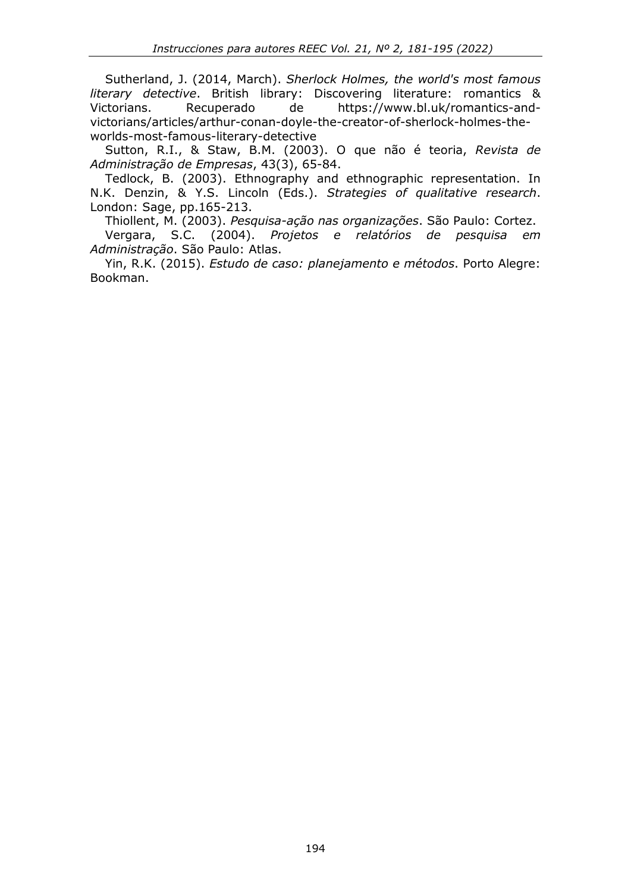Sutherland, J. (2014, March). *Sherlock Holmes, the world's most famous literary detective*. British library: Discovering literature: romantics & Victorians. Recuperado de https://www.bl.uk/romantics-and-victorians/articles/arthur-conan-doyle-the-creator-of-sherlock-holmes-the-worlds-most-famous-literary-detective

Sutton, R.I., & Staw, B.M. (2003). O que não é teoria, *Revista de Administração de Empresas*, 43(3), 65-84.

Tedlock, B. (2003). Ethnography and ethnographic representation. In N.K. Denzin, & Y.S. Lincoln (Eds.). *Strategies of qualitative research*. London: Sage, pp.165-213.

Thiollent, M. (2003). *Pesquisa-ação nas organizações*. São Paulo: Cortez.

Vergara, S.C. (2004). *Projetos e relatórios de pesquisa em Administração*. São Paulo: Atlas.

Yin, R.K. (2015). *Estudo de caso: planejamento e métodos*. Porto Alegre: Bookman.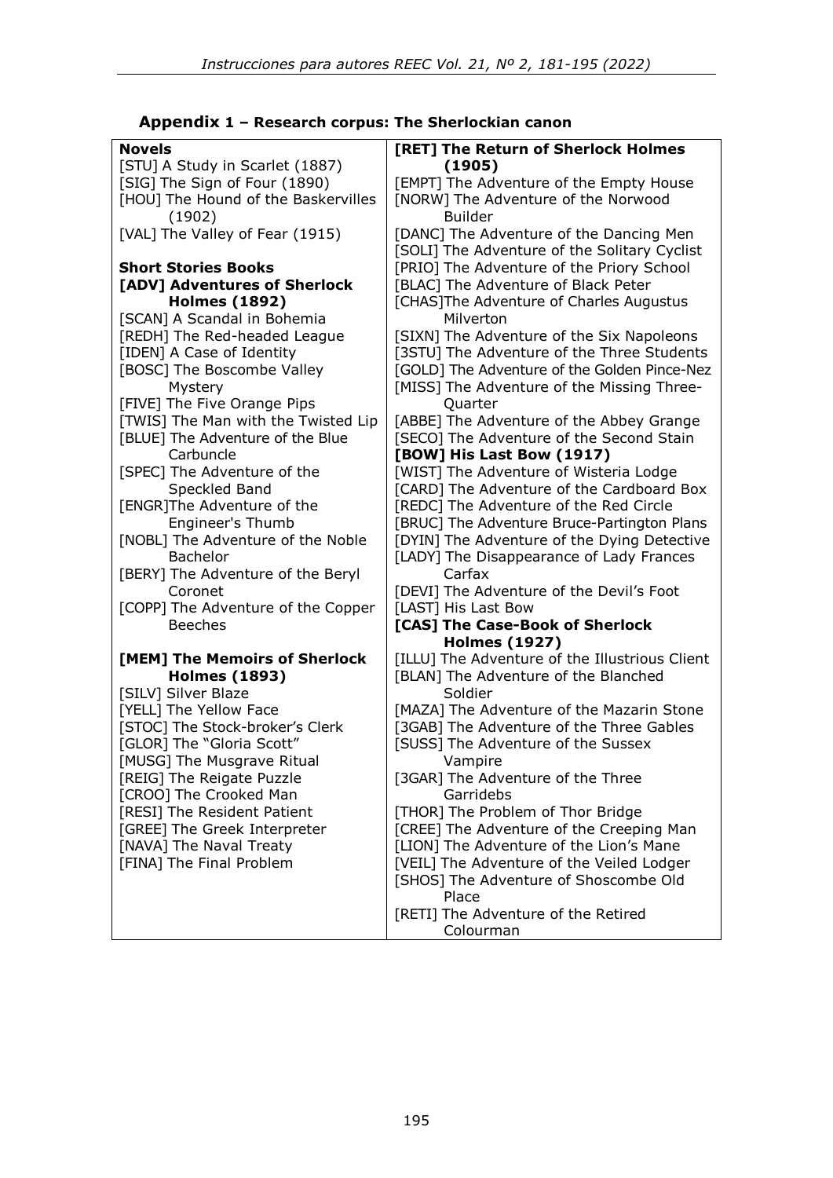## Appendix 1 – Research corpus: The Sherlockian canon

**Novels**

[STU] A Study in Scarlet (1887)
[SIG] The Sign of Four (1890)
[HOU] The Hound of the Baskervilles (1902)
[VAL] The Valley of Fear (1915)

**Short Stories Books**

**[ADV] Adventures of Sherlock Holmes (1892)**

[SCAN] A Scandal in Bohemia
[REDH] The Red-headed League
[IDEN] A Case of Identity
[BOSC] The Boscombe Valley Mystery
[FIVE] The Five Orange Pips
[TWIS] The Man with the Twisted Lip
[BLUE] The Adventure of the Blue Carbuncle
[SPEC] The Adventure of the Speckled Band
[ENGR]The Adventure of the Engineer's Thumb
[NOBL] The Adventure of the Noble Bachelor
[BERY] The Adventure of the Beryl Coronet
[COPP] The Adventure of the Copper Beeches

**[MEM] The Memoirs of Sherlock Holmes (1893)**

[SILV] Silver Blaze
[YELL] The Yellow Face
[STOC] The Stock-broker's Clerk
[GLOR] The "Gloria Scott"
[MUSG] The Musgrave Ritual
[REIG] The Reigate Puzzle
[CROO] The Crooked Man
[RESI] The Resident Patient
[GREE] The Greek Interpreter
[NAVA] The Naval Treaty
[FINA] The Final Problem

**[RET] The Return of Sherlock Holmes (1905)**

[EMPT] The Adventure of the Empty House
[NORW] The Adventure of the Norwood Builder
[DANC] The Adventure of the Dancing Men
[SOLI] The Adventure of the Solitary Cyclist
[PRIO] The Adventure of the Priory School
[BLAC] The Adventure of Black Peter
[CHAS]The Adventure of Charles Augustus Milverton
[SIXN] The Adventure of the Six Napoleons
[3STU] The Adventure of the Three Students
[GOLD] The Adventure of the Golden Pince-Nez
[MISS] The Adventure of the Missing Three-Quarter
[ABBE] The Adventure of the Abbey Grange
[SECO] The Adventure of the Second Stain

**[BOW] His Last Bow (1917)**

[WIST] The Adventure of Wisteria Lodge
[CARD] The Adventure of the Cardboard Box
[REDC] The Adventure of the Red Circle
[BRUC] The Adventure Bruce-Partington Plans
[DYIN] The Adventure of the Dying Detective
[LADY] The Disappearance of Lady Frances Carfax
[DEVI] The Adventure of the Devil's Foot
[LAST] His Last Bow

**[CAS] The Case-Book of Sherlock Holmes (1927)**

[ILLU] The Adventure of the Illustrious Client
[BLAN] The Adventure of the Blanched Soldier
[MAZA] The Adventure of the Mazarin Stone
[3GAB] The Adventure of the Three Gables
[SUSS] The Adventure of the Sussex Vampire
[3GAR] The Adventure of the Three Garridebs
[THOR] The Problem of Thor Bridge
[CREE] The Adventure of the Creeping Man
[LION] The Adventure of the Lion's Mane
[VEIL] The Adventure of the Veiled Lodger
[SHOS] The Adventure of Shoscombe Old Place
[RETI] The Adventure of the Retired Colourman